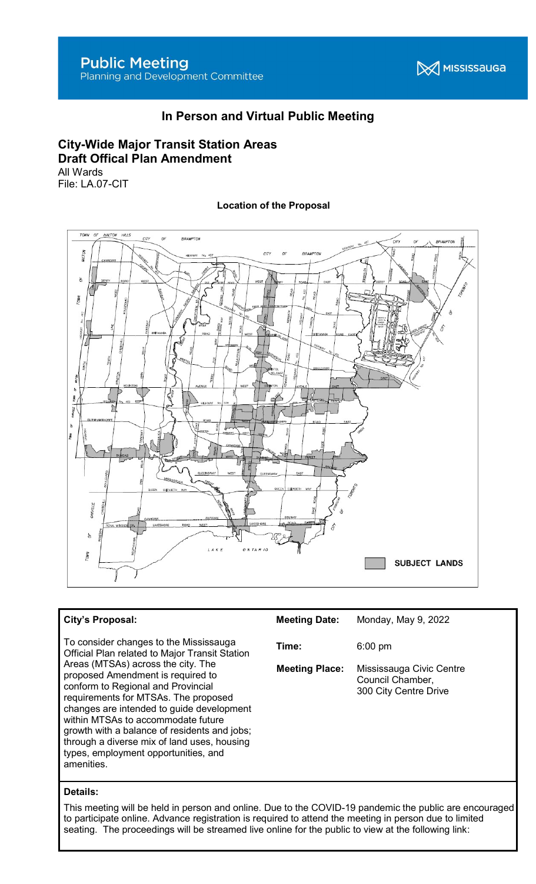# Public Meeting

Planning and Development Committee

MISSISSAUGA

## In Person and Virtual Public Meeting

## City-Wide Major Transit Station Areas Draft Offical Plan Amendment

All Wards

File: LA.07-CIT

**Location of the Proposal**

SUBJECT LANDS

**City's Proposal:**

To consider changes to the Mississauga Official Plan related to Major Transit Station Areas (MTSAs) across the city. The proposed Amendment is required to conform to Regional and Provincial requirements for MTSAs. The proposed changes are intended to guide development within MTSAs to accommodate future growth with a balance of residents and jobs; through a diverse mix of land uses, housing types, employment opportunities, and amenities.

**Meeting Date:** Monday, May 9, 2022

**Time:** 6:00 pm

**Meeting Place:** Mississauga Civic Centre Council Chamber, 300 City Centre Drive

**Details:**

This meeting will be held in person and online. Due to the COVID-19 pandemic the public are encouraged to participate online. Advance registration is required to attend the meeting in person due to limited seating. The proceedings will be streamed live online for the public to view at the following link: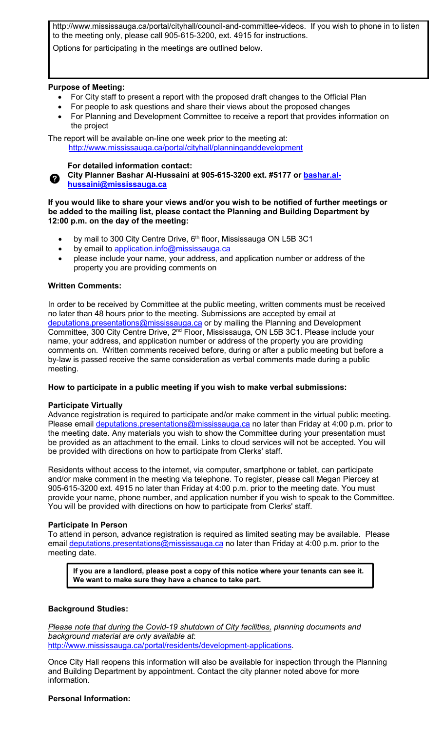http://www.mississauga.ca/portal/cityhall/council-and-committee-videos. If you wish to phone in to listen to the meeting only, please call 905-615-3200, ext. 4915 for instructions.

Options for participating in the meetings are outlined below.

**Purpose of Meeting:**

- For City staff to present a report with the proposed draft changes to the Official Plan
- For people to ask questions and share their views about the proposed changes
- For Planning and Development Committee to receive a report that provides information on the project

The report will be available on-line one week prior to the meeting at:
http://www.mississauga.ca/portal/cityhall/planninganddevelopment

**For detailed information contact:**
**City Planner Bashar Al-Hussaini at 905-615-3200 ext. #5177 or bashar.al-hussaini@mississauga.ca**

**If you would like to share your views and/or you wish to be notified of further meetings or be added to the mailing list, please contact the Planning and Building Department by 12:00 p.m. on the day of the meeting:**

- by mail to 300 City Centre Drive, 6th floor, Mississauga ON L5B 3C1
- by email to application.info@mississauga.ca
- please include your name, your address, and application number or address of the property you are providing comments on

**Written Comments:**

In order to be received by Committee at the public meeting, written comments must be received no later than 48 hours prior to the meeting. Submissions are accepted by email at deputations.presentations@mississauga.ca or by mailing the Planning and Development Committee, 300 City Centre Drive, 2nd Floor, Mississauga, ON L5B 3C1. Please include your name, your address, and application number or address of the property you are providing comments on. Written comments received before, during or after a public meeting but before a by-law is passed receive the same consideration as verbal comments made during a public meeting.

**How to participate in a public meeting if you wish to make verbal submissions:**

**Participate Virtually**

Advance registration is required to participate and/or make comment in the virtual public meeting. Please email deputations.presentations@mississauga.ca no later than Friday at 4:00 p.m. prior to the meeting date. Any materials you wish to show the Committee during your presentation must be provided as an attachment to the email. Links to cloud services will not be accepted. You will be provided with directions on how to participate from Clerks' staff.

Residents without access to the internet, via computer, smartphone or tablet, can participate and/or make comment in the meeting via telephone. To register, please call Megan Piercey at 905-615-3200 ext. 4915 no later than Friday at 4:00 p.m. prior to the meeting date. You must provide your name, phone number, and application number if you wish to speak to the Committee. You will be provided with directions on how to participate from Clerks' staff.

**Participate In Person**

To attend in person, advance registration is required as limited seating may be available. Please email deputations.presentations@mississauga.ca no later than Friday at 4:00 p.m. prior to the meeting date.

**If you are a landlord, please post a copy of this notice where your tenants can see it. We want to make sure they have a chance to take part.**

**Background Studies:**

*Please note that during the Covid-19 shutdown of City facilities, planning documents and background material are only available at*:
http://www.mississauga.ca/portal/residents/development-applications.

Once City Hall reopens this information will also be available for inspection through the Planning and Building Department by appointment. Contact the city planner noted above for more information.

**Personal Information:**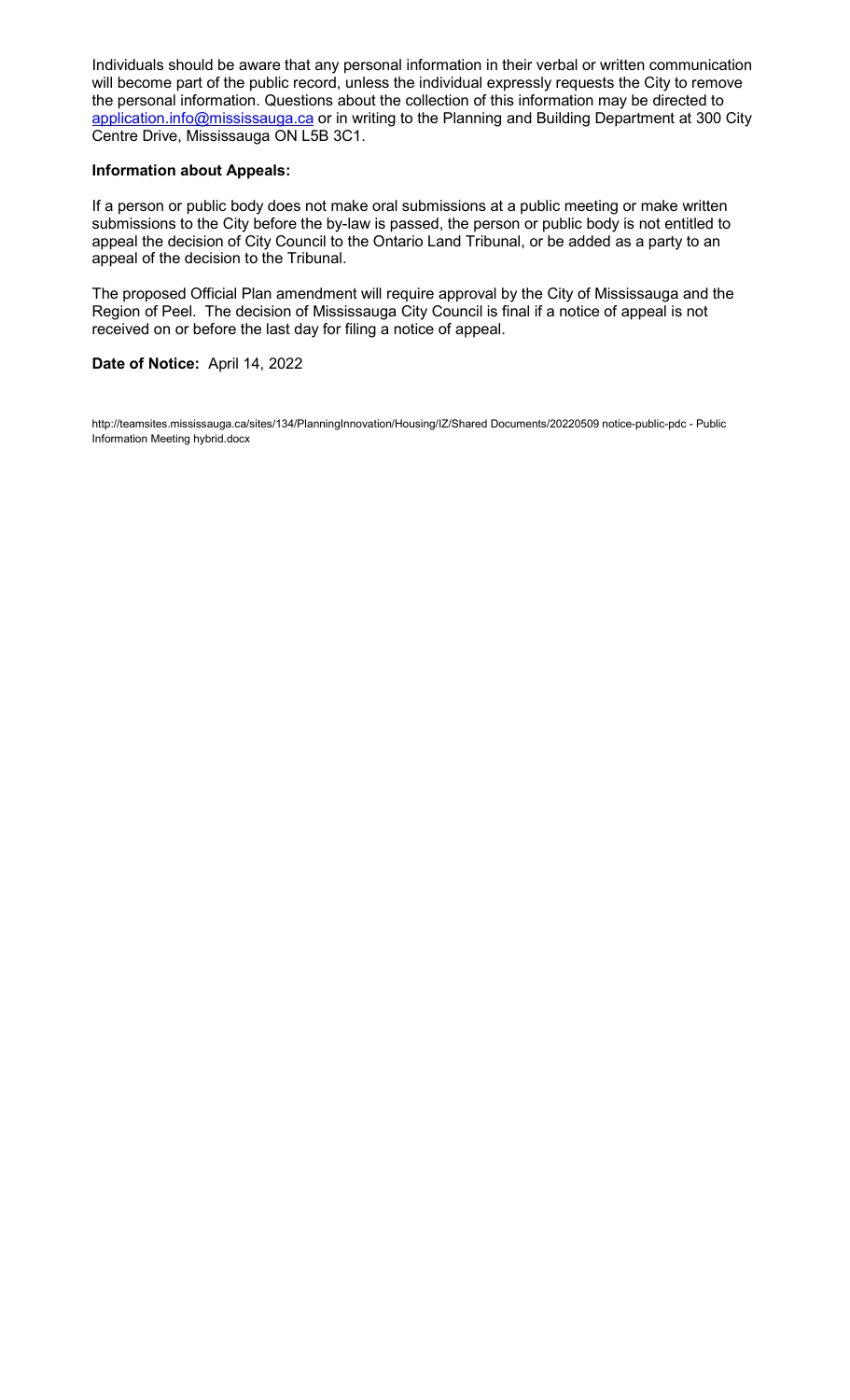Individuals should be aware that any personal information in their verbal or written communication will become part of the public record, unless the individual expressly requests the City to remove the personal information. Questions about the collection of this information may be directed to application.info@mississauga.ca or in writing to the Planning and Building Department at 300 City Centre Drive, Mississauga ON L5B 3C1.

**Information about Appeals:**

If a person or public body does not make oral submissions at a public meeting or make written submissions to the City before the by-law is passed, the person or public body is not entitled to appeal the decision of City Council to the Ontario Land Tribunal, or be added as a party to an appeal of the decision to the Tribunal.

The proposed Official Plan amendment will require approval by the City of Mississauga and the Region of Peel. The decision of Mississauga City Council is final if a notice of appeal is not received on or before the last day for filing a notice of appeal.

**Date of Notice:** April 14, 2022

http://teamsites.mississauga.ca/sites/134/PlanningInnovation/Housing/IZ/Shared Documents/20220509 notice-public-pdc - Public Information Meeting hybrid.docx